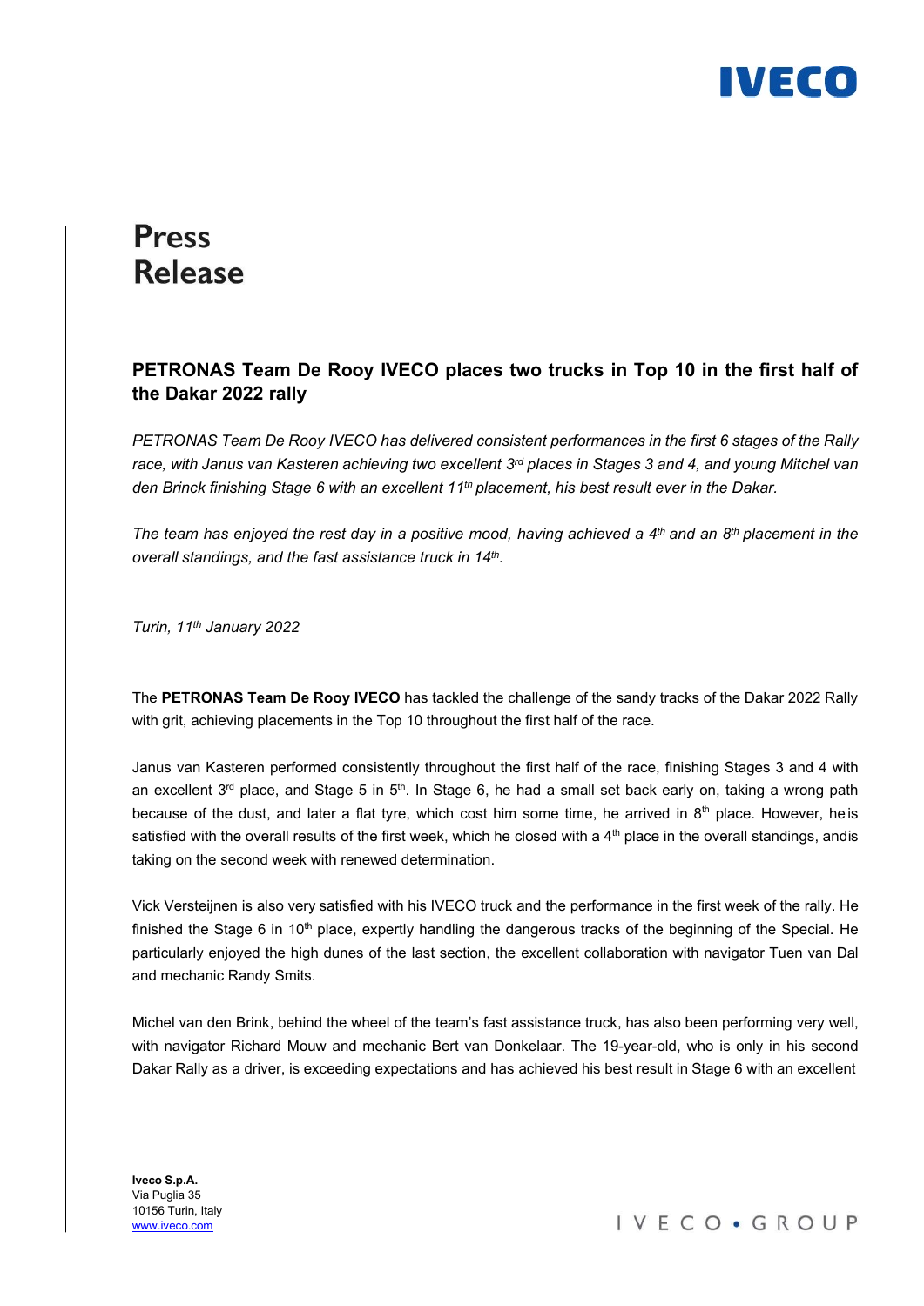# Press Release

## PETRONAS Team De Rooy IVECO places two trucks in Top 10 in the first half of the Dakar 2022 rally

*PETRONAS Team De Rooy IVECO has delivered consistent performances in the first 6 stages of the Rally race, with Janus van Kasteren achieving two excellent 3rd places in Stages 3 and 4, and young Mitchel van den Brinck finishing Stage 6 with an excellent 11th placement, his best result ever in the Dakar.*

*The team has enjoyed the rest day in a positive mood, having achieved a 4th and an 8th placement in the overall standings, and the fast assistance truck in 14th.*

*Turin, 11th January 2022*

The **PETRONAS Team De Rooy IVECO** has tackled the challenge of the sandy tracks of the Dakar 2022 Rally with grit, achieving placements in the Top 10 throughout the first half of the race.

Janus van Kasteren performed consistently throughout the first half of the race, finishing Stages 3 and 4 with an excellent 3rd place, and Stage 5 in 5th. In Stage 6, he had a small set back early on, taking a wrong path because of the dust, and later a flat tyre, which cost him some time, he arrived in 8th place. However, he is satisfied with the overall results of the first week, which he closed with a 4th place in the overall standings, and is taking on the second week with renewed determination.

Vick Versteijnen is also very satisfied with his IVECO truck and the performance in the first week of the rally. He finished the Stage 6 in 10th place, expertly handling the dangerous tracks of the beginning of the Special. He particularly enjoyed the high dunes of the last section, the excellent collaboration with navigator Tuen van Dal and mechanic Randy Smits.

Michel van den Brink, behind the wheel of the team's fast assistance truck, has also been performing very well, with navigator Richard Mouw and mechanic Bert van Donkelaar. The 19-year-old, who is only in his second Dakar Rally as a driver, is exceeding expectations and has achieved his best result in Stage 6 with an excellent

**Iveco S.p.A.**
Via Puglia 35
10156 Turin, Italy
www.iveco.com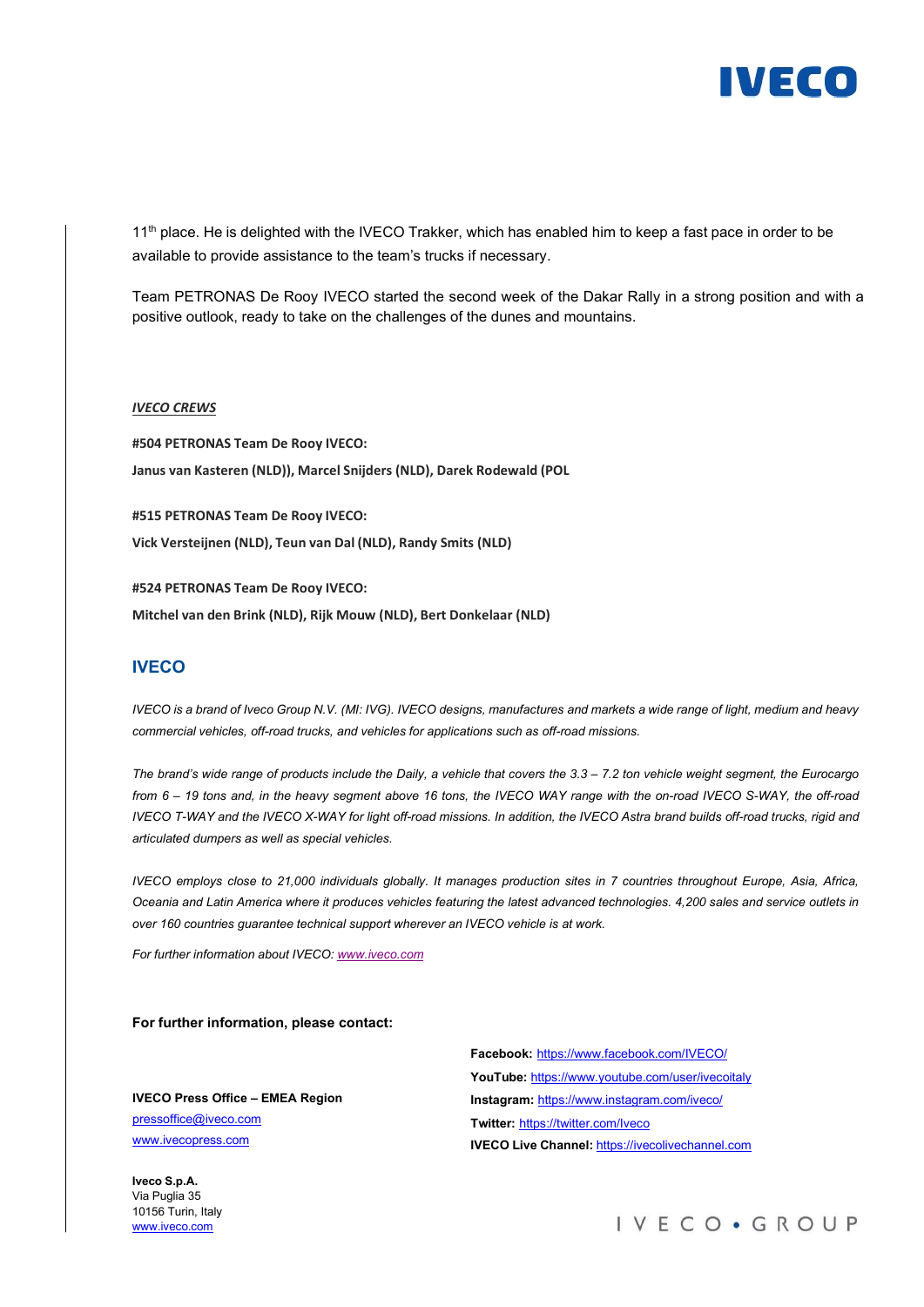11th place. He is delighted with the IVECO Trakker, which has enabled him to keep a fast pace in order to be available to provide assistance to the team's trucks if necessary.

Team PETRONAS De Rooy IVECO started the second week of the Dakar Rally in a strong position and with a positive outlook, ready to take on the challenges of the dunes and mountains.

***IVECO CREWS***

**#504 PETRONAS Team De Rooy IVECO:**

**Janus van Kasteren (NLD)), Marcel Snijders (NLD), Darek Rodewald (POL**

**#515 PETRONAS Team De Rooy IVECO:**

**Vick Versteijnen (NLD), Teun van Dal (NLD), Randy Smits (NLD)**

**#524 PETRONAS Team De Rooy IVECO:**

**Mitchel van den Brink (NLD), Rijk Mouw (NLD), Bert Donkelaar (NLD)**

## IVECO

*IVECO is a brand of Iveco Group N.V. (MI: IVG). IVECO designs, manufactures and markets a wide range of light, medium and heavy commercial vehicles, off-road trucks, and vehicles for applications such as off-road missions.*

*The brand's wide range of products include the Daily, a vehicle that covers the 3.3 – 7.2 ton vehicle weight segment, the Eurocargo from 6 – 19 tons and, in the heavy segment above 16 tons, the IVECO WAY range with the on-road IVECO S-WAY, the off-road IVECO T-WAY and the IVECO X-WAY for light off-road missions. In addition, the IVECO Astra brand builds off-road trucks, rigid and articulated dumpers as well as special vehicles.*

*IVECO employs close to 21,000 individuals globally. It manages production sites in 7 countries throughout Europe, Asia, Africa, Oceania and Latin America where it produces vehicles featuring the latest advanced technologies. 4,200 sales and service outlets in over 160 countries guarantee technical support wherever an IVECO vehicle is at work.*

*For further information about IVECO: www.iveco.com*

**For further information, please contact:**

**IVECO Press Office – EMEA Region**
pressoffice@iveco.com
www.ivecopress.com

**Facebook:** https://www.facebook.com/IVECO/
**YouTube:** https://www.youtube.com/user/ivecoitaly
**Instagram:** https://www.instagram.com/iveco/
**Twitter:** https://twitter.com/Iveco
**IVECO Live Channel:** https://ivecolivechannel.com

**Iveco S.p.A.**
Via Puglia 35
10156 Turin, Italy
www.iveco.com